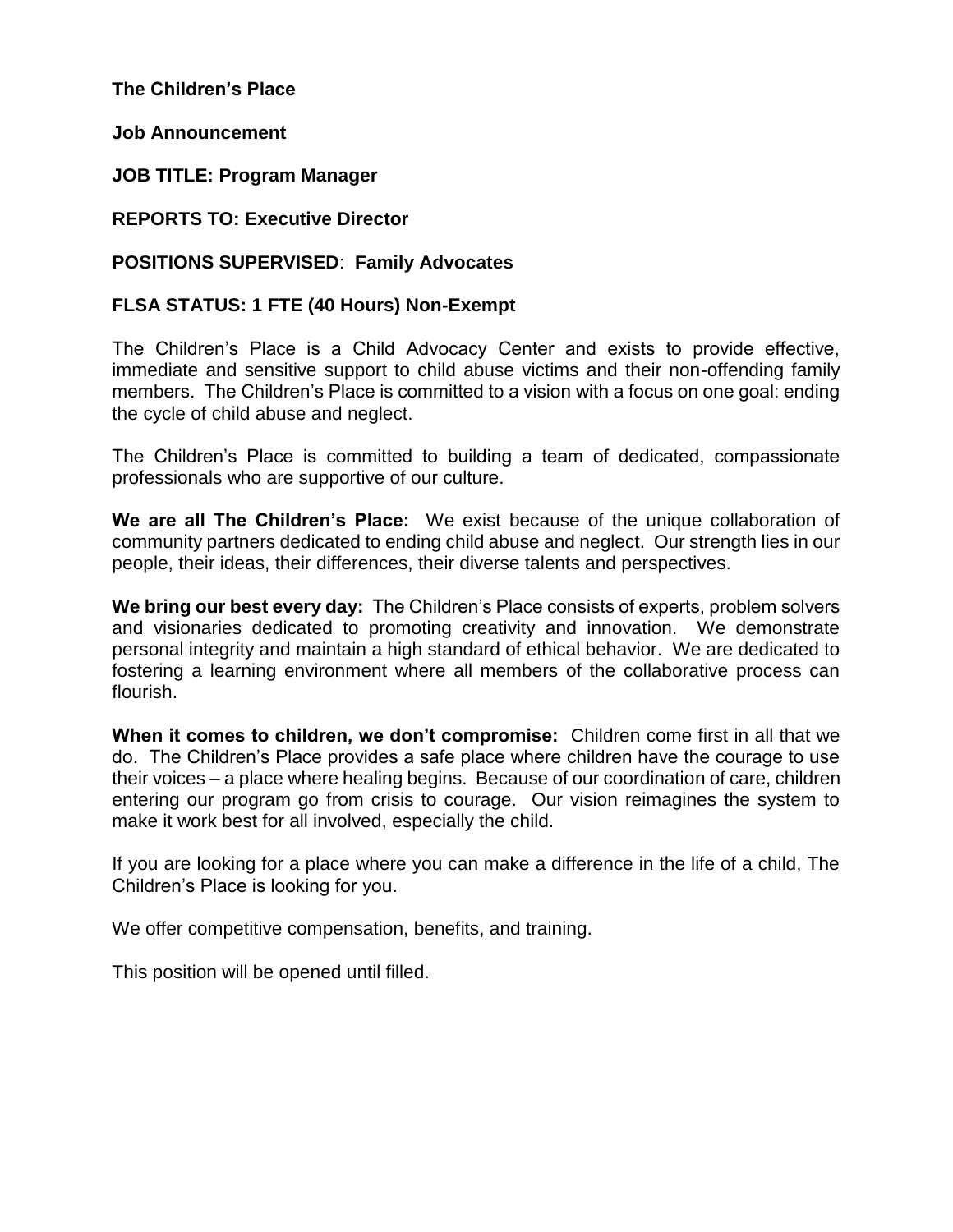**The Children's Place**

**Job Announcement**

**JOB TITLE: Program Manager**

**REPORTS TO: Executive Director**

**POSITIONS SUPERVISED**: **Family Advocates**

**FLSA STATUS: 1 FTE (40 Hours) Non-Exempt**

The Children's Place is a Child Advocacy Center and exists to provide effective, immediate and sensitive support to child abuse victims and their non-offending family members. The Children's Place is committed to a vision with a focus on one goal: ending the cycle of child abuse and neglect.

The Children's Place is committed to building a team of dedicated, compassionate professionals who are supportive of our culture.

**We are all The Children's Place:** We exist because of the unique collaboration of community partners dedicated to ending child abuse and neglect. Our strength lies in our people, their ideas, their differences, their diverse talents and perspectives.

**We bring our best every day:** The Children's Place consists of experts, problem solvers and visionaries dedicated to promoting creativity and innovation. We demonstrate personal integrity and maintain a high standard of ethical behavior. We are dedicated to fostering a learning environment where all members of the collaborative process can flourish.

**When it comes to children, we don't compromise:** Children come first in all that we do. The Children's Place provides a safe place where children have the courage to use their voices – a place where healing begins. Because of our coordination of care, children entering our program go from crisis to courage. Our vision reimagines the system to make it work best for all involved, especially the child.

If you are looking for a place where you can make a difference in the life of a child, The Children's Place is looking for you.

We offer competitive compensation, benefits, and training.

This position will be opened until filled.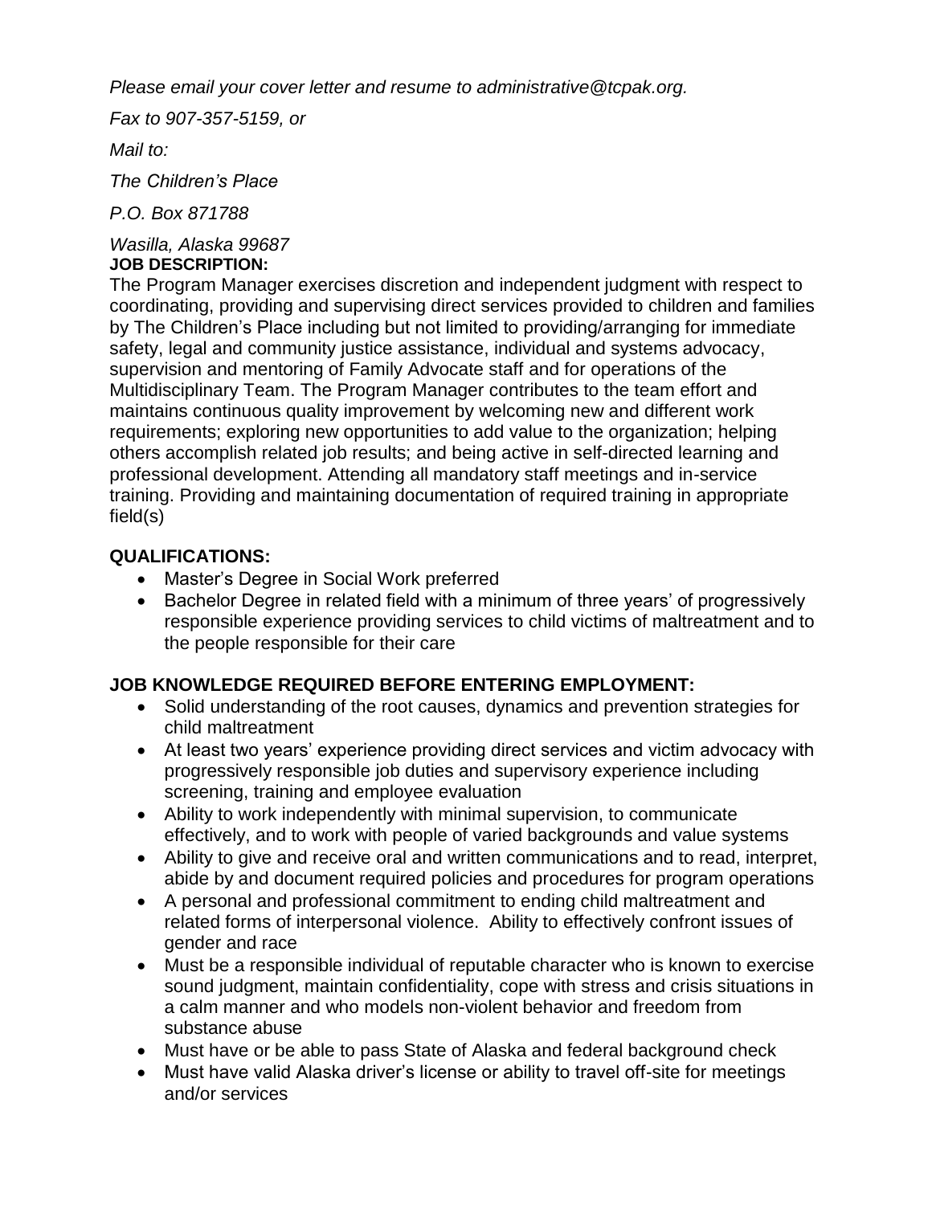*Please email your cover letter and resume to administrative@tcpak.org.*

*Fax to 907-357-5159, or*

*Mail to:*

*The Children's Place*

*P.O. Box 871788*

*Wasilla, Alaska 99687*

**JOB DESCRIPTION:**

The Program Manager exercises discretion and independent judgment with respect to coordinating, providing and supervising direct services provided to children and families by The Children's Place including but not limited to providing/arranging for immediate safety, legal and community justice assistance, individual and systems advocacy, supervision and mentoring of Family Advocate staff and for operations of the Multidisciplinary Team. The Program Manager contributes to the team effort and maintains continuous quality improvement by welcoming new and different work requirements; exploring new opportunities to add value to the organization; helping others accomplish related job results; and being active in self-directed learning and professional development. Attending all mandatory staff meetings and in-service training. Providing and maintaining documentation of required training in appropriate field(s)

## QUALIFICATIONS:

- Master's Degree in Social Work preferred
- Bachelor Degree in related field with a minimum of three years' of progressively responsible experience providing services to child victims of maltreatment and to the people responsible for their care

## JOB KNOWLEDGE REQUIRED BEFORE ENTERING EMPLOYMENT:

- Solid understanding of the root causes, dynamics and prevention strategies for child maltreatment
- At least two years' experience providing direct services and victim advocacy with progressively responsible job duties and supervisory experience including screening, training and employee evaluation
- Ability to work independently with minimal supervision, to communicate effectively, and to work with people of varied backgrounds and value systems
- Ability to give and receive oral and written communications and to read, interpret, abide by and document required policies and procedures for program operations
- A personal and professional commitment to ending child maltreatment and related forms of interpersonal violence. Ability to effectively confront issues of gender and race
- Must be a responsible individual of reputable character who is known to exercise sound judgment, maintain confidentiality, cope with stress and crisis situations in a calm manner and who models non-violent behavior and freedom from substance abuse
- Must have or be able to pass State of Alaska and federal background check
- Must have valid Alaska driver's license or ability to travel off-site for meetings and/or services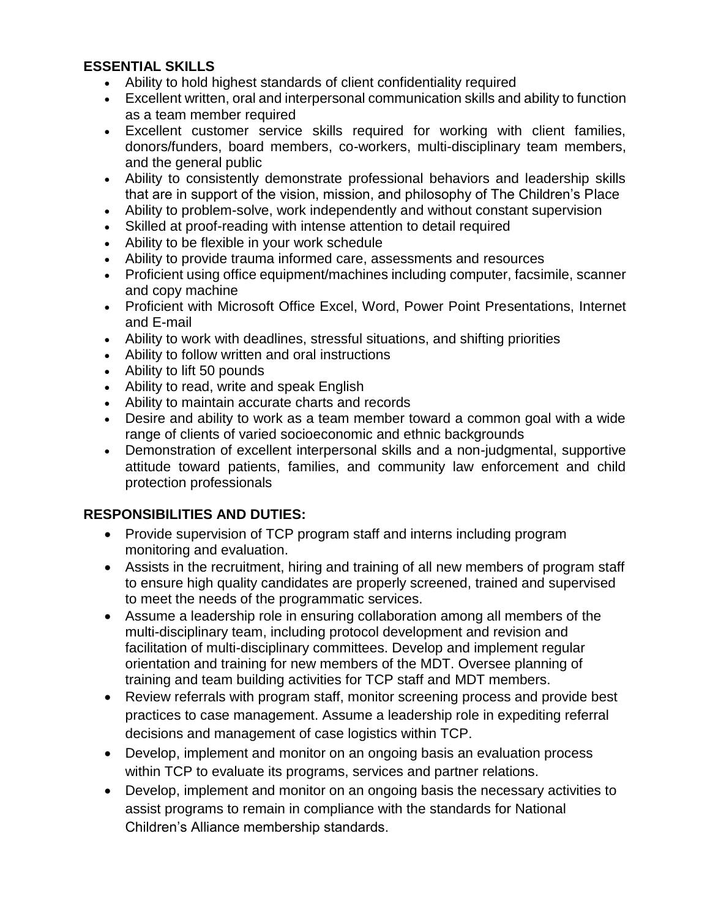**ESSENTIAL SKILLS**

- Ability to hold highest standards of client confidentiality required
- Excellent written, oral and interpersonal communication skills and ability to function as a team member required
- Excellent customer service skills required for working with client families, donors/funders, board members, co-workers, multi-disciplinary team members, and the general public
- Ability to consistently demonstrate professional behaviors and leadership skills that are in support of the vision, mission, and philosophy of The Children's Place
- Ability to problem-solve, work independently and without constant supervision
- Skilled at proof-reading with intense attention to detail required
- Ability to be flexible in your work schedule
- Ability to provide trauma informed care, assessments and resources
- Proficient using office equipment/machines including computer, facsimile, scanner and copy machine
- Proficient with Microsoft Office Excel, Word, Power Point Presentations, Internet and E-mail
- Ability to work with deadlines, stressful situations, and shifting priorities
- Ability to follow written and oral instructions
- Ability to lift 50 pounds
- Ability to read, write and speak English
- Ability to maintain accurate charts and records
- Desire and ability to work as a team member toward a common goal with a wide range of clients of varied socioeconomic and ethnic backgrounds
- Demonstration of excellent interpersonal skills and a non-judgmental, supportive attitude toward patients, families, and community law enforcement and child protection professionals

**RESPONSIBILITIES AND DUTIES:**

- Provide supervision of TCP program staff and interns including program monitoring and evaluation.
- Assists in the recruitment, hiring and training of all new members of program staff to ensure high quality candidates are properly screened, trained and supervised to meet the needs of the programmatic services.
- Assume a leadership role in ensuring collaboration among all members of the multi-disciplinary team, including protocol development and revision and facilitation of multi-disciplinary committees. Develop and implement regular orientation and training for new members of the MDT. Oversee planning of training and team building activities for TCP staff and MDT members.
- Review referrals with program staff, monitor screening process and provide best practices to case management. Assume a leadership role in expediting referral decisions and management of case logistics within TCP.
- Develop, implement and monitor on an ongoing basis an evaluation process within TCP to evaluate its programs, services and partner relations.
- Develop, implement and monitor on an ongoing basis the necessary activities to assist programs to remain in compliance with the standards for National Children's Alliance membership standards.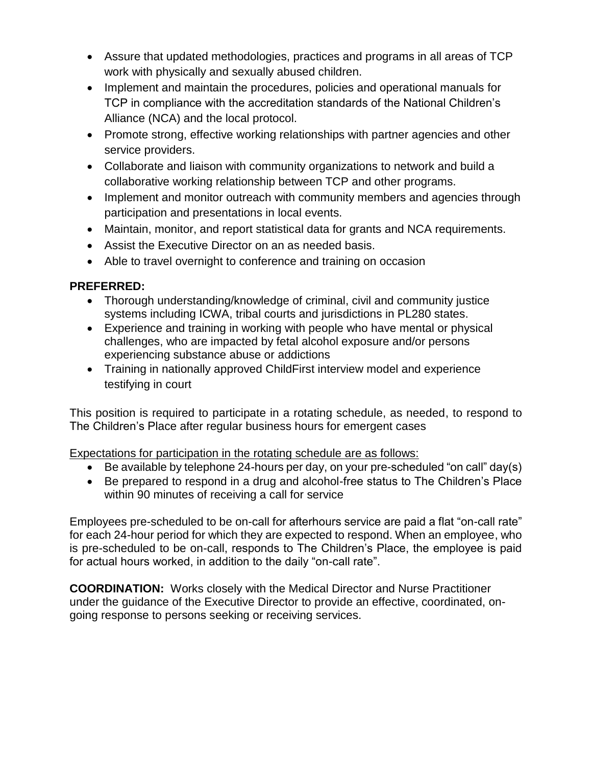- Assure that updated methodologies, practices and programs in all areas of TCP work with physically and sexually abused children.
- Implement and maintain the procedures, policies and operational manuals for TCP in compliance with the accreditation standards of the National Children's Alliance (NCA) and the local protocol.
- Promote strong, effective working relationships with partner agencies and other service providers.
- Collaborate and liaison with community organizations to network and build a collaborative working relationship between TCP and other programs.
- Implement and monitor outreach with community members and agencies through participation and presentations in local events.
- Maintain, monitor, and report statistical data for grants and NCA requirements.
- Assist the Executive Director on an as needed basis.
- Able to travel overnight to conference and training on occasion

**PREFERRED:**

- Thorough understanding/knowledge of criminal, civil and community justice systems including ICWA, tribal courts and jurisdictions in PL280 states.
- Experience and training in working with people who have mental or physical challenges, who are impacted by fetal alcohol exposure and/or persons experiencing substance abuse or addictions
- Training in nationally approved ChildFirst interview model and experience testifying in court

This position is required to participate in a rotating schedule, as needed, to respond to The Children's Place after regular business hours for emergent cases

Expectations for participation in the rotating schedule are as follows:

- Be available by telephone 24-hours per day, on your pre-scheduled "on call" day(s)
- Be prepared to respond in a drug and alcohol-free status to The Children's Place within 90 minutes of receiving a call for service

Employees pre-scheduled to be on-call for afterhours service are paid a flat "on-call rate" for each 24-hour period for which they are expected to respond. When an employee, who is pre-scheduled to be on-call, responds to The Children's Place, the employee is paid for actual hours worked, in addition to the daily "on-call rate".

**COORDINATION:** Works closely with the Medical Director and Nurse Practitioner under the guidance of the Executive Director to provide an effective, coordinated, on-going response to persons seeking or receiving services.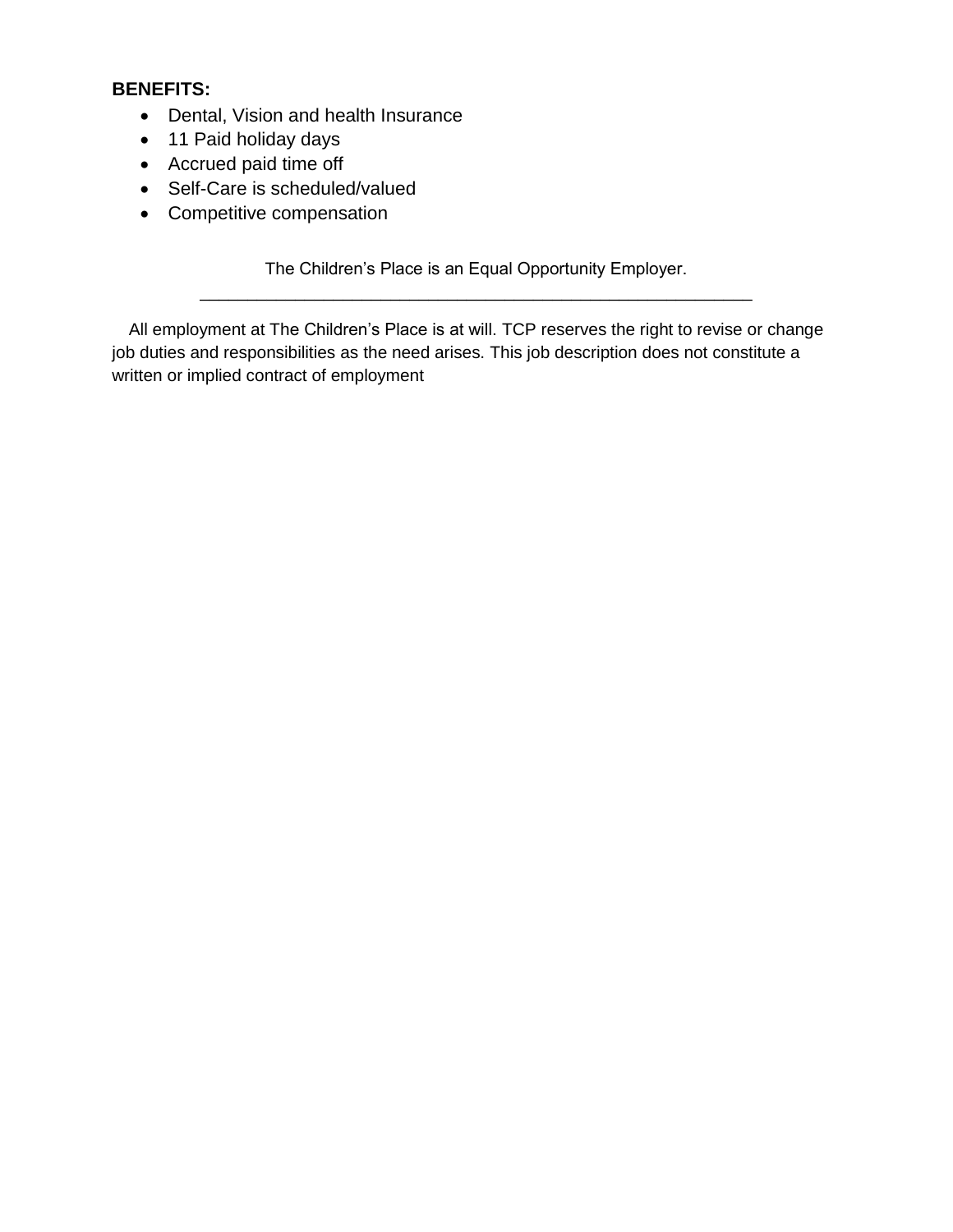**BENEFITS:**

- Dental, Vision and health Insurance
- 11 Paid holiday days
- Accrued paid time off
- Self-Care is scheduled/valued
- Competitive compensation

The Children's Place is an Equal Opportunity Employer.

---

All employment at The Children's Place is at will. TCP reserves the right to revise or change job duties and responsibilities as the need arises. This job description does not constitute a written or implied contract of employment